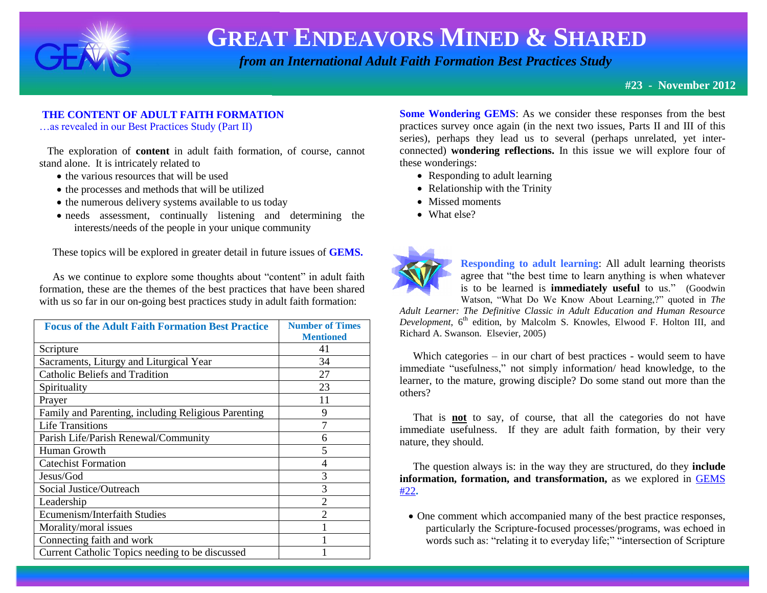# GREAT ENDEAVORS MINED & SHARED

*from an International Adult Faith Formation Best Practices Study*

**#23 - November 2012**

## THE CONTENT OF ADULT FAITH FORMATION

…as revealed in our Best Practices Study (Part II)

The exploration of **content** in adult faith formation, of course, cannot stand alone. It is intricately related to

- the various resources that will be used
- the processes and methods that will be utilized
- the numerous delivery systems available to us today
- needs assessment, continually listening and determining the interests/needs of the people in your unique community

These topics will be explored in greater detail in future issues of **GEMS.**

As we continue to explore some thoughts about "content" in adult faith formation, these are the themes of the best practices that have been shared with us so far in our on-going best practices study in adult faith formation:

| Focus of the Adult Faith Formation Best Practice | Number of Times Mentioned |
|---|---|
| Scripture | 41 |
| Sacraments, Liturgy and Liturgical Year | 34 |
| Catholic Beliefs and Tradition | 27 |
| Spirituality | 23 |
| Prayer | 11 |
| Family and Parenting, including Religious Parenting | 9 |
| Life Transitions | 7 |
| Parish Life/Parish Renewal/Community | 6 |
| Human Growth | 5 |
| Catechist Formation | 4 |
| Jesus/God | 3 |
| Social Justice/Outreach | 3 |
| Leadership | 2 |
| Ecumenism/Interfaith Studies | 2 |
| Morality/moral issues | 1 |
| Connecting faith and work | 1 |
| Current Catholic Topics needing to be discussed | 1 |

**Some Wondering GEMS**: As we consider these responses from the best practices survey once again (in the next two issues, Parts II and III of this series), perhaps they lead us to several (perhaps unrelated, yet inter-connected) **wondering reflections.** In this issue we will explore four of these wonderings:

- Responding to adult learning
- Relationship with the Trinity
- Missed moments
- What else?

**Responding to adult learning**: All adult learning theorists agree that "the best time to learn anything is when whatever is to be learned is **immediately useful** to us." (Goodwin Watson, "What Do We Know About Learning,?" quoted in *The Adult Learner: The Definitive Classic in Adult Education and Human Resource Development*, 6th edition, by Malcolm S. Knowles, Elwood F. Holton III, and Richard A. Swanson. Elsevier, 2005)

Which categories – in our chart of best practices - would seem to have immediate "usefulness," not simply information/ head knowledge, to the learner, to the mature, growing disciple? Do some stand out more than the others?

That is **not** to say, of course, that all the categories do not have immediate usefulness. If they are adult faith formation, by their very nature, they should.

The question always is: in the way they are structured, do they **include information, formation, and transformation,** as we explored in GEMS #22**.**

- One comment which accompanied many of the best practice responses, particularly the Scripture-focused processes/programs, was echoed in words such as: "relating it to everyday life;" "intersection of Scripture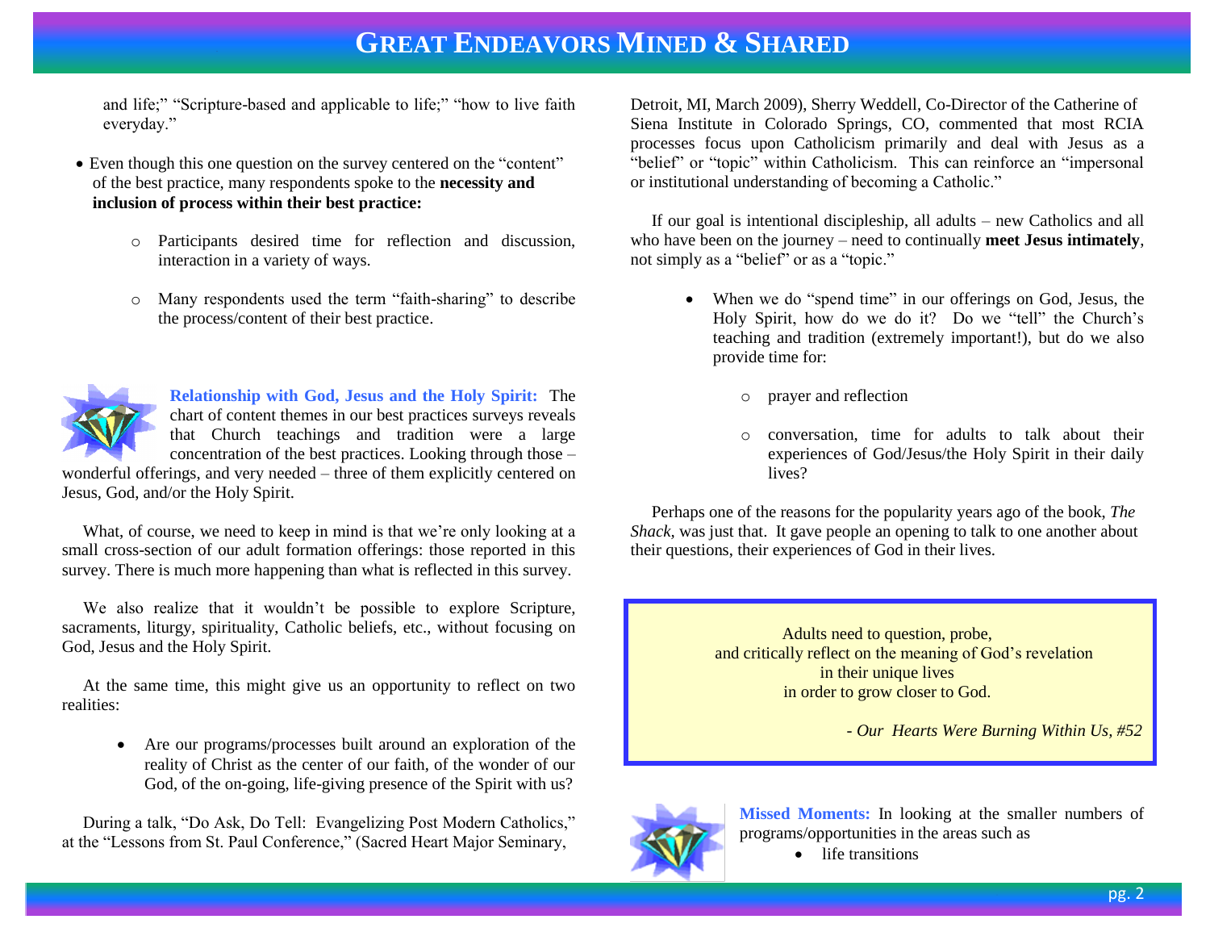and life;" "Scripture-based and applicable to life;" "how to live faith everyday."

- Even though this one question on the survey centered on the "content" of the best practice, many respondents spoke to the **necessity and inclusion of process within their best practice:**

    - Participants desired time for reflection and discussion, interaction in a variety of ways.

    - Many respondents used the term "faith-sharing" to describe the process/content of their best practice.

**Relationship with God, Jesus and the Holy Spirit:** The chart of content themes in our best practices surveys reveals that Church teachings and tradition were a large concentration of the best practices. Looking through those – wonderful offerings, and very needed – three of them explicitly centered on Jesus, God, and/or the Holy Spirit.

What, of course, we need to keep in mind is that we're only looking at a small cross-section of our adult formation offerings: those reported in this survey. There is much more happening than what is reflected in this survey.

We also realize that it wouldn't be possible to explore Scripture, sacraments, liturgy, spirituality, Catholic beliefs, etc., without focusing on God, Jesus and the Holy Spirit.

At the same time, this might give us an opportunity to reflect on two realities:

- Are our programs/processes built around an exploration of the reality of Christ as the center of our faith, of the wonder of our God, of the on-going, life-giving presence of the Spirit with us?

During a talk, "Do Ask, Do Tell: Evangelizing Post Modern Catholics," at the "Lessons from St. Paul Conference," (Sacred Heart Major Seminary, Detroit, MI, March 2009), Sherry Weddell, Co-Director of the Catherine of Siena Institute in Colorado Springs, CO, commented that most RCIA processes focus upon Catholicism primarily and deal with Jesus as a "belief" or "topic" within Catholicism. This can reinforce an "impersonal or institutional understanding of becoming a Catholic."

If our goal is intentional discipleship, all adults – new Catholics and all who have been on the journey – need to continually **meet Jesus intimately**, not simply as a "belief" or as a "topic."

- When we do "spend time" in our offerings on God, Jesus, the Holy Spirit, how do we do it? Do we "tell" the Church's teaching and tradition (extremely important!), but do we also provide time for:

    - prayer and reflection

    - conversation, time for adults to talk about their experiences of God/Jesus/the Holy Spirit in their daily lives?

Perhaps one of the reasons for the popularity years ago of the book, *The Shack*, was just that. It gave people an opening to talk to one another about their questions, their experiences of God in their lives.

> Adults need to question, probe,
> and critically reflect on the meaning of God's revelation
> in their unique lives
> in order to grow closer to God.
>
> *- Our Hearts Were Burning Within Us, #52*

**Missed Moments:** In looking at the smaller numbers of programs/opportunities in the areas such as

- life transitions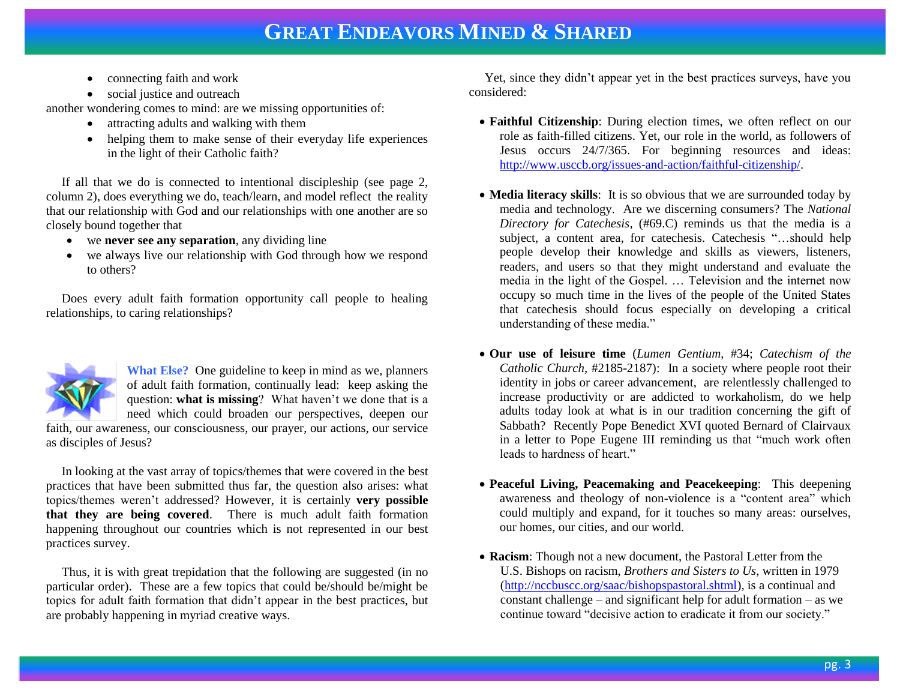- connecting faith and work
- social justice and outreach

another wondering comes to mind: are we missing opportunities of:

- attracting adults and walking with them
- helping them to make sense of their everyday life experiences in the light of their Catholic faith?

If all that we do is connected to intentional discipleship (see page 2, column 2), does everything we do, teach/learn, and model reflect the reality that our relationship with God and our relationships with one another are so closely bound together that

- we **never see any separation**, any dividing line
- we always live our relationship with God through how we respond to others?

Does every adult faith formation opportunity call people to healing relationships, to caring relationships?

**What Else?** One guideline to keep in mind as we, planners of adult faith formation, continually lead: keep asking the question: **what is missing**? What haven't we done that is a need which could broaden our perspectives, deepen our faith, our awareness, our consciousness, our prayer, our actions, our service as disciples of Jesus?

In looking at the vast array of topics/themes that were covered in the best practices that have been submitted thus far, the question also arises: what topics/themes weren't addressed? However, it is certainly **very possible that they are being covered**. There is much adult faith formation happening throughout our countries which is not represented in our best practices survey.

Thus, it is with great trepidation that the following are suggested (in no particular order). These are a few topics that could be/should be/might be topics for adult faith formation that didn't appear in the best practices, but are probably happening in myriad creative ways.

Yet, since they didn't appear yet in the best practices surveys, have you considered:

- **Faithful Citizenship**: During election times, we often reflect on our role as faith-filled citizens. Yet, our role in the world, as followers of Jesus occurs 24/7/365. For beginning resources and ideas: http://www.usccb.org/issues-and-action/faithful-citizenship/.

- **Media literacy skills**: It is so obvious that we are surrounded today by media and technology. Are we discerning consumers? The *National Directory for Catechesis*, (#69.C) reminds us that the media is a subject, a content area, for catechesis. Catechesis "…should help people develop their knowledge and skills as viewers, listeners, readers, and users so that they might understand and evaluate the media in the light of the Gospel. … Television and the internet now occupy so much time in the lives of the people of the United States that catechesis should focus especially on developing a critical understanding of these media."

- **Our use of leisure time** (*Lumen Gentium*, #34; *Catechism of the Catholic Church*, #2185-2187): In a society where people root their identity in jobs or career advancement, are relentlessly challenged to increase productivity or are addicted to workaholism, do we help adults today look at what is in our tradition concerning the gift of Sabbath? Recently Pope Benedict XVI quoted Bernard of Clairvaux in a letter to Pope Eugene III reminding us that "much work often leads to hardness of heart."

- **Peaceful Living, Peacemaking and Peacekeeping**: This deepening awareness and theology of non-violence is a "content area" which could multiply and expand, for it touches so many areas: ourselves, our homes, our cities, and our world.

- **Racism**: Though not a new document, the Pastoral Letter from the U.S. Bishops on racism, *Brothers and Sisters to Us*, written in 1979 (http://nccbuscc.org/saac/bishopspastoral.shtml), is a continual and constant challenge – and significant help for adult formation – as we continue toward "decisive action to eradicate it from our society."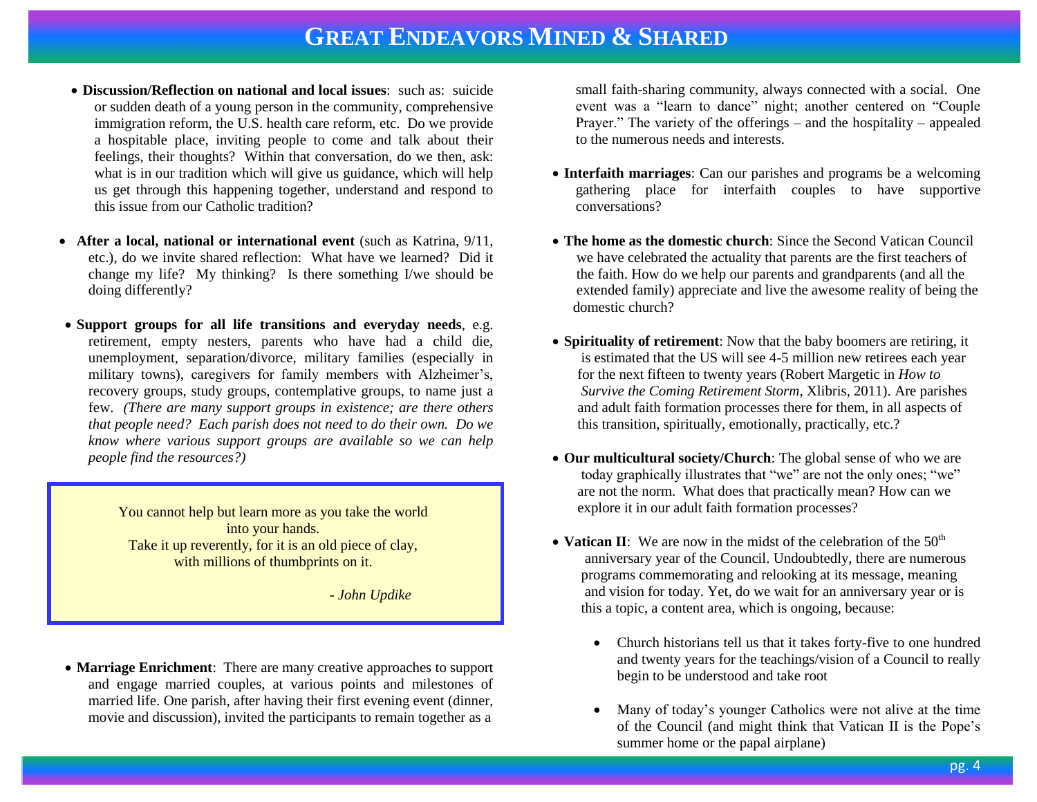# GREAT ENDEAVORS MINED & SHARED

- **Discussion/Reflection on national and local issues**: such as: suicide or sudden death of a young person in the community, comprehensive immigration reform, the U.S. health care reform, etc. Do we provide a hospitable place, inviting people to come and talk about their feelings, their thoughts? Within that conversation, do we then, ask: what is in our tradition which will give us guidance, which will help us get through this happening together, understand and respond to this issue from our Catholic tradition?

- **After a local, national or international event** (such as Katrina, 9/11, etc.), do we invite shared reflection: What have we learned? Did it change my life? My thinking? Is there something I/we should be doing differently?

- **Support groups for all life transitions and everyday needs**, e.g. retirement, empty nesters, parents who have had a child die, unemployment, separation/divorce, military families (especially in military towns), caregivers for family members with Alzheimer's, recovery groups, study groups, contemplative groups, to name just a few. *(There are many support groups in existence; are there others that people need? Each parish does not need to do their own. Do we know where various support groups are available so we can help people find the resources?)*

> You cannot help but learn more as you take the world into your hands.
> Take it up reverently, for it is an old piece of clay, with millions of thumbprints on it.
>
> *- John Updike*

- **Marriage Enrichment**: There are many creative approaches to support and engage married couples, at various points and milestones of married life. One parish, after having their first evening event (dinner, movie and discussion), invited the participants to remain together as a small faith-sharing community, always connected with a social. One event was a "learn to dance" night; another centered on "Couple Prayer." The variety of the offerings – and the hospitality – appealed to the numerous needs and interests.

- **Interfaith marriages**: Can our parishes and programs be a welcoming gathering place for interfaith couples to have supportive conversations?

- **The home as the domestic church**: Since the Second Vatican Council we have celebrated the actuality that parents are the first teachers of the faith. How do we help our parents and grandparents (and all the extended family) appreciate and live the awesome reality of being the domestic church?

- **Spirituality of retirement**: Now that the baby boomers are retiring, it is estimated that the US will see 4-5 million new retirees each year for the next fifteen to twenty years (Robert Margetic in *How to Survive the Coming Retirement Storm*, Xlibris, 2011). Are parishes and adult faith formation processes there for them, in all aspects of this transition, spiritually, emotionally, practically, etc.?

- **Our multicultural society/Church**: The global sense of who we are today graphically illustrates that "we" are not the only ones; "we" are not the norm. What does that practically mean? How can we explore it in our adult faith formation processes?

- **Vatican II**: We are now in the midst of the celebration of the 50th anniversary year of the Council. Undoubtedly, there are numerous programs commemorating and relooking at its message, meaning and vision for today. Yet, do we wait for an anniversary year or is this a topic, a content area, which is ongoing, because:
  - Church historians tell us that it takes forty-five to one hundred and twenty years for the teachings/vision of a Council to really begin to be understood and take root
  - Many of today's younger Catholics were not alive at the time of the Council (and might think that Vatican II is the Pope's summer home or the papal airplane)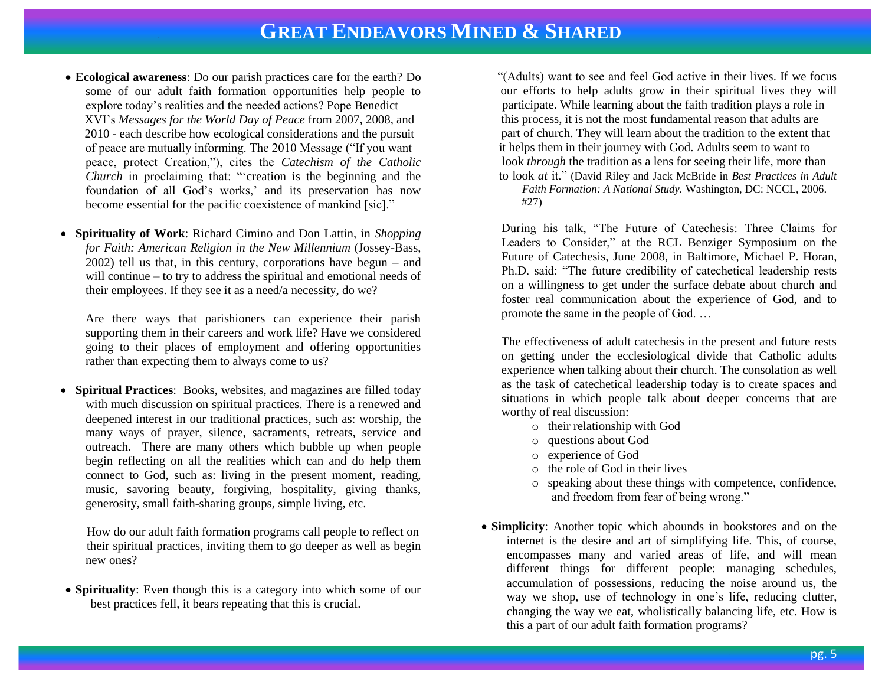- **Ecological awareness**: Do our parish practices care for the earth? Do some of our adult faith formation opportunities help people to explore today's realities and the needed actions? Pope Benedict XVI's *Messages for the World Day of Peace* from 2007, 2008, and 2010 - each describe how ecological considerations and the pursuit of peace are mutually informing. The 2010 Message ("If you want peace, protect Creation,"), cites the *Catechism of the Catholic Church* in proclaiming that: "'creation is the beginning and the foundation of all God's works,' and its preservation has now become essential for the pacific coexistence of mankind [sic]."

- **Spirituality of Work**: Richard Cimino and Don Lattin, in *Shopping for Faith: American Religion in the New Millennium* (Jossey-Bass, 2002) tell us that, in this century, corporations have begun – and will continue – to try to address the spiritual and emotional needs of their employees. If they see it as a need/a necessity, do we?

  Are there ways that parishioners can experience their parish supporting them in their careers and work life? Have we considered going to their places of employment and offering opportunities rather than expecting them to always come to us?

- **Spiritual Practices**: Books, websites, and magazines are filled today with much discussion on spiritual practices. There is a renewed and deepened interest in our traditional practices, such as: worship, the many ways of prayer, silence, sacraments, retreats, service and outreach. There are many others which bubble up when people begin reflecting on all the realities which can and do help them connect to God, such as: living in the present moment, reading, music, savoring beauty, forgiving, hospitality, giving thanks, generosity, small faith-sharing groups, simple living, etc.

  How do our adult faith formation programs call people to reflect on their spiritual practices, inviting them to go deeper as well as begin new ones?

- **Spirituality**: Even though this is a category into which some of our best practices fell, it bears repeating that this is crucial.

  "(Adults) want to see and feel God active in their lives. If we focus our efforts to help adults grow in their spiritual lives they will participate. While learning about the faith tradition plays a role in this process, it is not the most fundamental reason that adults are part of church. They will learn about the tradition to the extent that it helps them in their journey with God. Adults seem to want to look *through* the tradition as a lens for seeing their life, more than to look *at* it." (David Riley and Jack McBride in *Best Practices in Adult Faith Formation: A National Study.* Washington, DC: NCCL, 2006. #27)

  During his talk, "The Future of Catechesis: Three Claims for Leaders to Consider," at the RCL Benziger Symposium on the Future of Catechesis, June 2008, in Baltimore, Michael P. Horan, Ph.D. said: "The future credibility of catechetical leadership rests on a willingness to get under the surface debate about church and foster real communication about the experience of God, and to promote the same in the people of God. …

  The effectiveness of adult catechesis in the present and future rests on getting under the ecclesiological divide that Catholic adults experience when talking about their church. The consolation as well as the task of catechetical leadership today is to create spaces and situations in which people talk about deeper concerns that are worthy of real discussion:
    - their relationship with God
    - questions about God
    - experience of God
    - the role of God in their lives
    - speaking about these things with competence, confidence, and freedom from fear of being wrong."

- **Simplicity**: Another topic which abounds in bookstores and on the internet is the desire and art of simplifying life. This, of course, encompasses many and varied areas of life, and will mean different things for different people: managing schedules, accumulation of possessions, reducing the noise around us, the way we shop, use of technology in one's life, reducing clutter, changing the way we eat, wholistically balancing life, etc. How is this a part of our adult faith formation programs?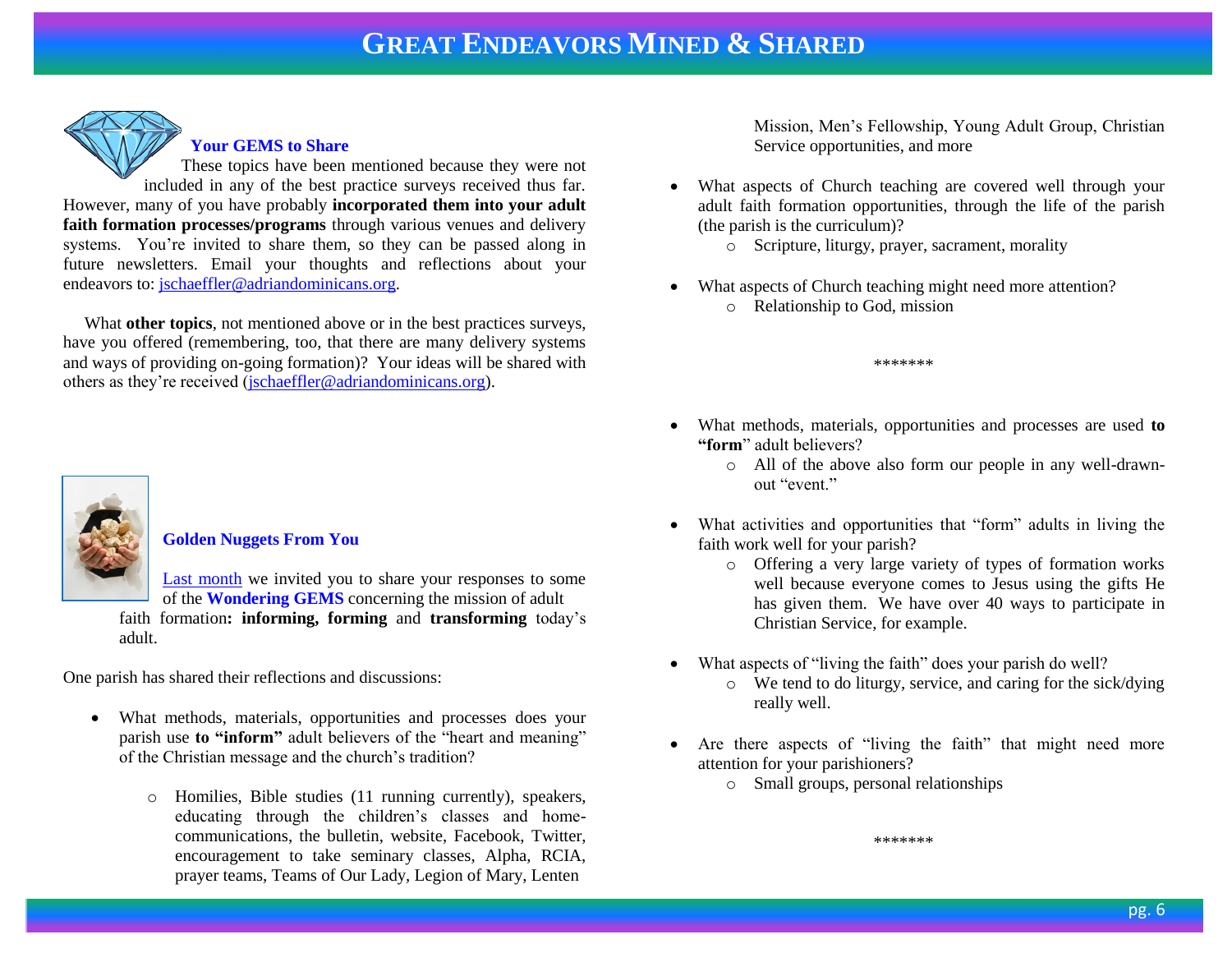### Your GEMS to Share

These topics have been mentioned because they were not included in any of the best practice surveys received thus far. However, many of you have probably **incorporated them into your adult faith formation processes/programs** through various venues and delivery systems. You're invited to share them, so they can be passed along in future newsletters. Email your thoughts and reflections about your endeavors to: jschaeffler@adriandominicans.org.

What **other topics**, not mentioned above or in the best practices surveys, have you offered (remembering, too, that there are many delivery systems and ways of providing on-going formation)? Your ideas will be shared with others as they're received (jschaeffler@adriandominicans.org).

### Golden Nuggets From You

Last month we invited you to share your responses to some of the **Wondering GEMS** concerning the mission of adult faith formation**: informing, forming** and **transforming** today's adult.

One parish has shared their reflections and discussions:

- What methods, materials, opportunities and processes does your parish use **to "inform"** adult believers of the "heart and meaning" of the Christian message and the church's tradition?
  - Homilies, Bible studies (11 running currently), speakers, educating through the children's classes and home-communications, the bulletin, website, Facebook, Twitter, encouragement to take seminary classes, Alpha, RCIA, prayer teams, Teams of Our Lady, Legion of Mary, Lenten Mission, Men's Fellowship, Young Adult Group, Christian Service opportunities, and more
- What aspects of Church teaching are covered well through your adult faith formation opportunities, through the life of the parish (the parish is the curriculum)?
  - Scripture, liturgy, prayer, sacrament, morality
- What aspects of Church teaching might need more attention?
  - Relationship to God, mission

\*\*\*\*\*\*\*

- What methods, materials, opportunities and processes are used **to "form**" adult believers?
  - All of the above also form our people in any well-drawn-out "event."
- What activities and opportunities that "form" adults in living the faith work well for your parish?
  - Offering a very large variety of types of formation works well because everyone comes to Jesus using the gifts He has given them. We have over 40 ways to participate in Christian Service, for example.
- What aspects of "living the faith" does your parish do well?
  - We tend to do liturgy, service, and caring for the sick/dying really well.
- Are there aspects of "living the faith" that might need more attention for your parishioners?
  - Small groups, personal relationships

\*\*\*\*\*\*\*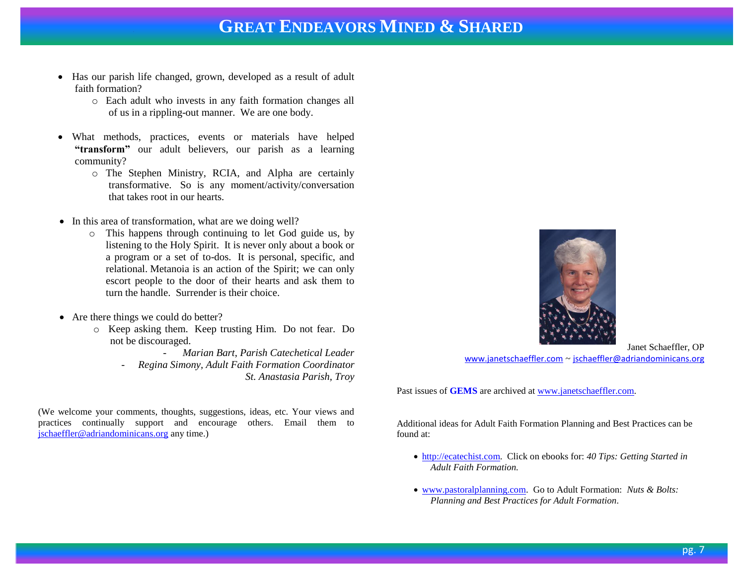# GREAT ENDEAVORS MINED & SHARED

- Has our parish life changed, grown, developed as a result of adult faith formation?
  - Each adult who invests in any faith formation changes all of us in a rippling-out manner. We are one body.

- What methods, practices, events or materials have helped **"transform"** our adult believers, our parish as a learning community?
  - The Stephen Ministry, RCIA, and Alpha are certainly transformative. So is any moment/activity/conversation that takes root in our hearts.

- In this area of transformation, what are we doing well?
  - This happens through continuing to let God guide us, by listening to the Holy Spirit. It is never only about a book or a program or a set of to-dos. It is personal, specific, and relational. Metanoia is an action of the Spirit; we can only escort people to the door of their hearts and ask them to turn the handle. Surrender is their choice.

- Are there things we could do better?
  - Keep asking them. Keep trusting Him. Do not fear. Do not be discouraged.

- *Marian Bart, Parish Catechetical Leader*
- *Regina Simony, Adult Faith Formation Coordinator*

*St. Anastasia Parish, Troy*

(We welcome your comments, thoughts, suggestions, ideas, etc. Your views and practices continually support and encourage others. Email them to jschaeffler@adriandominicans.org any time.)

Janet Schaeffler, OP
www.janetschaeffler.com ~ jschaeffler@adriandominicans.org

Past issues of **GEMS** are archived at www.janetschaeffler.com.

Additional ideas for Adult Faith Formation Planning and Best Practices can be found at:

- http://ecatechist.com. Click on ebooks for: *40 Tips: Getting Started in Adult Faith Formation.*

- www.pastoralplanning.com. Go to Adult Formation: *Nuts & Bolts: Planning and Best Practices for Adult Formation*.